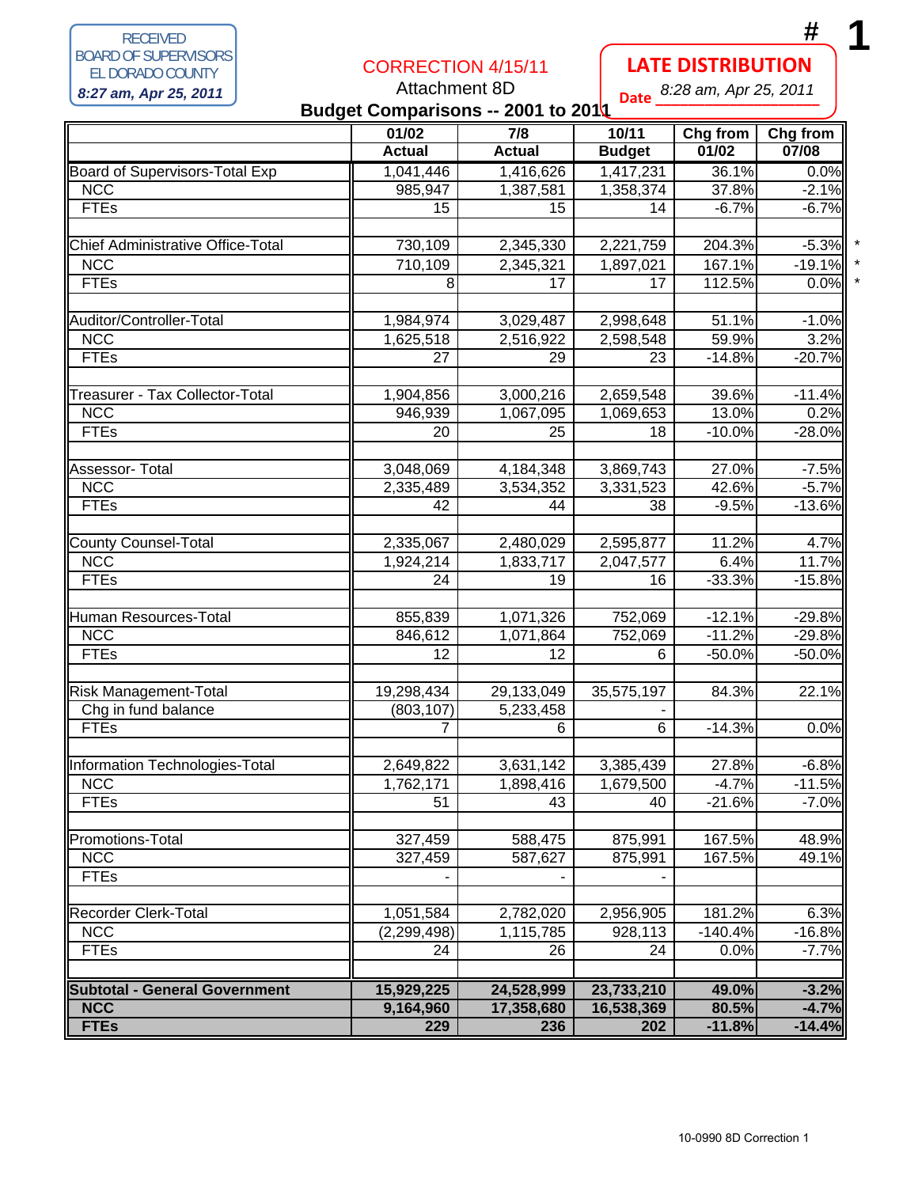RECEIVED
BOARD OF SUPERVISORS
EL DORADO COUNTY
*8:27 am, Apr 25, 2011*

CORRECTION 4/15/11

**LATE DISTRIBUTION**

Date *8:28 am, Apr 25, 2011*

# 1

Attachment 8D

## Budget Comparisons -- 2001 to 2011

| | 01/02 Actual | 7/8 Actual | 10/11 Budget | Chg from 01/02 | Chg from 07/08 | |
|---|---|---|---|---|---|---|
| Board of Supervisors-Total Exp | 1,041,446 | 1,416,626 | 1,417,231 | 36.1% | 0.0% | |
| NCC | 985,947 | 1,387,581 | 1,358,374 | 37.8% | -2.1% | |
| FTEs | 15 | 15 | 14 | -6.7% | -6.7% | |
| | | | | | | |
| Chief Administrative Office-Total | 730,109 | 2,345,330 | 2,221,759 | 204.3% | -5.3% | * |
| NCC | 710,109 | 2,345,321 | 1,897,021 | 167.1% | -19.1% | * |
| FTEs | 8 | 17 | 17 | 112.5% | 0.0% | * |
| | | | | | | |
| Auditor/Controller-Total | 1,984,974 | 3,029,487 | 2,998,648 | 51.1% | -1.0% | |
| NCC | 1,625,518 | 2,516,922 | 2,598,548 | 59.9% | 3.2% | |
| FTEs | 27 | 29 | 23 | -14.8% | -20.7% | |
| | | | | | | |
| Treasurer - Tax Collector-Total | 1,904,856 | 3,000,216 | 2,659,548 | 39.6% | -11.4% | |
| NCC | 946,939 | 1,067,095 | 1,069,653 | 13.0% | 0.2% | |
| FTEs | 20 | 25 | 18 | -10.0% | -28.0% | |
| | | | | | | |
| Assessor- Total | 3,048,069 | 4,184,348 | 3,869,743 | 27.0% | -7.5% | |
| NCC | 2,335,489 | 3,534,352 | 3,331,523 | 42.6% | -5.7% | |
| FTEs | 42 | 44 | 38 | -9.5% | -13.6% | |
| | | | | | | |
| County Counsel-Total | 2,335,067 | 2,480,029 | 2,595,877 | 11.2% | 4.7% | |
| NCC | 1,924,214 | 1,833,717 | 2,047,577 | 6.4% | 11.7% | |
| FTEs | 24 | 19 | 16 | -33.3% | -15.8% | |
| | | | | | | |
| Human Resources-Total | 855,839 | 1,071,326 | 752,069 | -12.1% | -29.8% | |
| NCC | 846,612 | 1,071,864 | 752,069 | -11.2% | -29.8% | |
| FTEs | 12 | 12 | 6 | -50.0% | -50.0% | |
| | | | | | | |
| Risk Management-Total | 19,298,434 | 29,133,049 | 35,575,197 | 84.3% | 22.1% | |
| Chg in fund balance | (803,107) | 5,233,458 | - | | | |
| FTEs | 7 | 6 | 6 | -14.3% | 0.0% | |
| | | | | | | |
| Information Technologies-Total | 2,649,822 | 3,631,142 | 3,385,439 | 27.8% | -6.8% | |
| NCC | 1,762,171 | 1,898,416 | 1,679,500 | -4.7% | -11.5% | |
| FTEs | 51 | 43 | 40 | -21.6% | -7.0% | |
| | | | | | | |
| Promotions-Total | 327,459 | 588,475 | 875,991 | 167.5% | 48.9% | |
| NCC | 327,459 | 587,627 | 875,991 | 167.5% | 49.1% | |
| FTEs | - | - | - | | | |
| | | | | | | |
| Recorder Clerk-Total | 1,051,584 | 2,782,020 | 2,956,905 | 181.2% | 6.3% | |
| NCC | (2,299,498) | 1,115,785 | 928,113 | -140.4% | -16.8% | |
| FTEs | 24 | 26 | 24 | 0.0% | -7.7% | |
| | | | | | | |
| **Subtotal - General Government** | **15,929,225** | **24,528,999** | **23,733,210** | **49.0%** | **-3.2%** | |
| **NCC** | **9,164,960** | **17,358,680** | **16,538,369** | **80.5%** | **-4.7%** | |
| **FTEs** | **229** | **236** | **202** | **-11.8%** | **-14.4%** | |

10-0990 8D Correction 1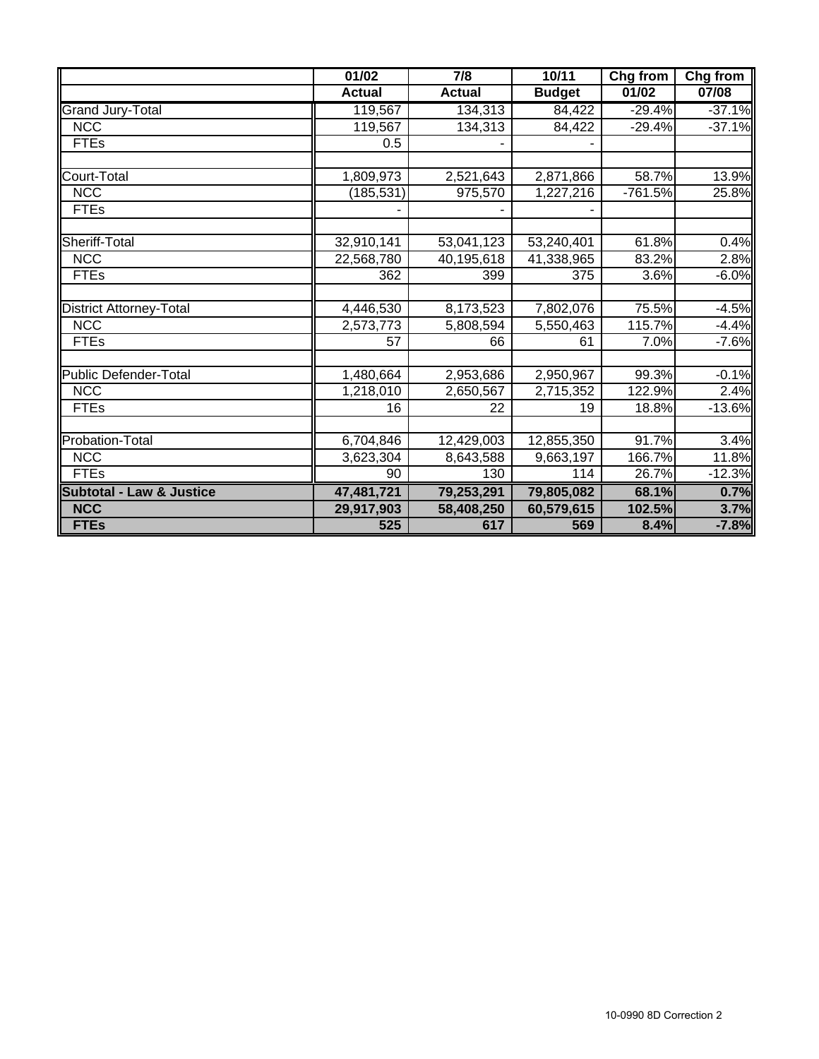| | 01/02 | 7/8 | 10/11 | Chg from | Chg from |
|---|---|---|---|---|---|
| | Actual | Actual | Budget | 01/02 | 07/08 |
| Grand Jury-Total | 119,567 | 134,313 | 84,422 | -29.4% | -37.1% |
| NCC | 119,567 | 134,313 | 84,422 | -29.4% | -37.1% |
| FTEs | 0.5 | - | - | | |
| | | | | | |
| Court-Total | 1,809,973 | 2,521,643 | 2,871,866 | 58.7% | 13.9% |
| NCC | (185,531) | 975,570 | 1,227,216 | -761.5% | 25.8% |
| FTEs | - | - | - | | |
| | | | | | |
| Sheriff-Total | 32,910,141 | 53,041,123 | 53,240,401 | 61.8% | 0.4% |
| NCC | 22,568,780 | 40,195,618 | 41,338,965 | 83.2% | 2.8% |
| FTEs | 362 | 399 | 375 | 3.6% | -6.0% |
| | | | | | |
| District Attorney-Total | 4,446,530 | 8,173,523 | 7,802,076 | 75.5% | -4.5% |
| NCC | 2,573,773 | 5,808,594 | 5,550,463 | 115.7% | -4.4% |
| FTEs | 57 | 66 | 61 | 7.0% | -7.6% |
| | | | | | |
| Public Defender-Total | 1,480,664 | 2,953,686 | 2,950,967 | 99.3% | -0.1% |
| NCC | 1,218,010 | 2,650,567 | 2,715,352 | 122.9% | 2.4% |
| FTEs | 16 | 22 | 19 | 18.8% | -13.6% |
| | | | | | |
| Probation-Total | 6,704,846 | 12,429,003 | 12,855,350 | 91.7% | 3.4% |
| NCC | 3,623,304 | 8,643,588 | 9,663,197 | 166.7% | 11.8% |
| FTEs | 90 | 130 | 114 | 26.7% | -12.3% |
| **Subtotal - Law & Justice** | **47,481,721** | **79,253,291** | **79,805,082** | **68.1%** | **0.7%** |
| **NCC** | **29,917,903** | **58,408,250** | **60,579,615** | **102.5%** | **3.7%** |
| **FTEs** | **525** | **617** | **569** | **8.4%** | **-7.8%** |

10-0990 8D Correction 2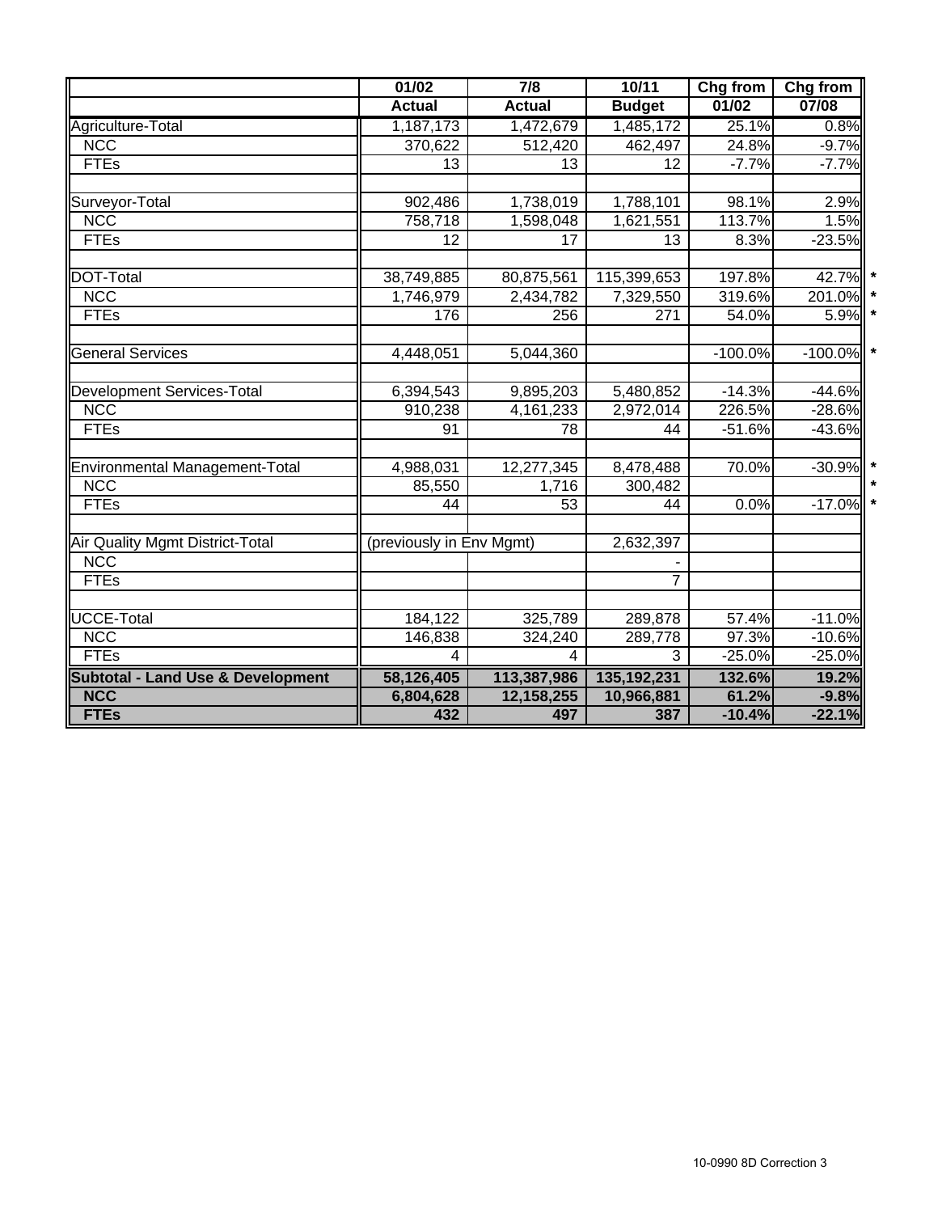| | 01/02 | 7/8 | 10/11 | Chg from | Chg from | |
|---|---|---|---|---|---|---|
| | Actual | Actual | Budget | 01/02 | 07/08 | |
| Agriculture-Total | 1,187,173 | 1,472,679 | 1,485,172 | 25.1% | 0.8% | |
| NCC | 370,622 | 512,420 | 462,497 | 24.8% | -9.7% | |
| FTEs | 13 | 13 | 12 | -7.7% | -7.7% | |
| | | | | | | |
| Surveyor-Total | 902,486 | 1,738,019 | 1,788,101 | 98.1% | 2.9% | |
| NCC | 758,718 | 1,598,048 | 1,621,551 | 113.7% | 1.5% | |
| FTEs | 12 | 17 | 13 | 8.3% | -23.5% | |
| | | | | | | |
| DOT-Total | 38,749,885 | 80,875,561 | 115,399,653 | 197.8% | 42.7% | * |
| NCC | 1,746,979 | 2,434,782 | 7,329,550 | 319.6% | 201.0% | * |
| FTEs | 176 | 256 | 271 | 54.0% | 5.9% | * |
| | | | | | | |
| General Services | 4,448,051 | 5,044,360 | | -100.0% | -100.0% | * |
| | | | | | | |
| Development Services-Total | 6,394,543 | 9,895,203 | 5,480,852 | -14.3% | -44.6% | |
| NCC | 910,238 | 4,161,233 | 2,972,014 | 226.5% | -28.6% | |
| FTEs | 91 | 78 | 44 | -51.6% | -43.6% | |
| | | | | | | |
| Environmental Management-Total | 4,988,031 | 12,277,345 | 8,478,488 | 70.0% | -30.9% | * |
| NCC | 85,550 | 1,716 | 300,482 | | | * |
| FTEs | 44 | 53 | 44 | 0.0% | -17.0% | * |
| | | | | | | |
| Air Quality Mgmt District-Total | (previously in Env Mgmt) | | 2,632,397 | | | |
| NCC | | | - | | | |
| FTEs | | | 7 | | | |
| | | | | | | |
| UCCE-Total | 184,122 | 325,789 | 289,878 | 57.4% | -11.0% | |
| NCC | 146,838 | 324,240 | 289,778 | 97.3% | -10.6% | |
| FTEs | 4 | 4 | 3 | -25.0% | -25.0% | |
| **Subtotal - Land Use & Development** | **58,126,405** | **113,387,986** | **135,192,231** | **132.6%** | **19.2%** | |
| **NCC** | **6,804,628** | **12,158,255** | **10,966,881** | **61.2%** | **-9.8%** | |
| **FTEs** | **432** | **497** | **387** | **-10.4%** | **-22.1%** | |

10-0990 8D Correction 3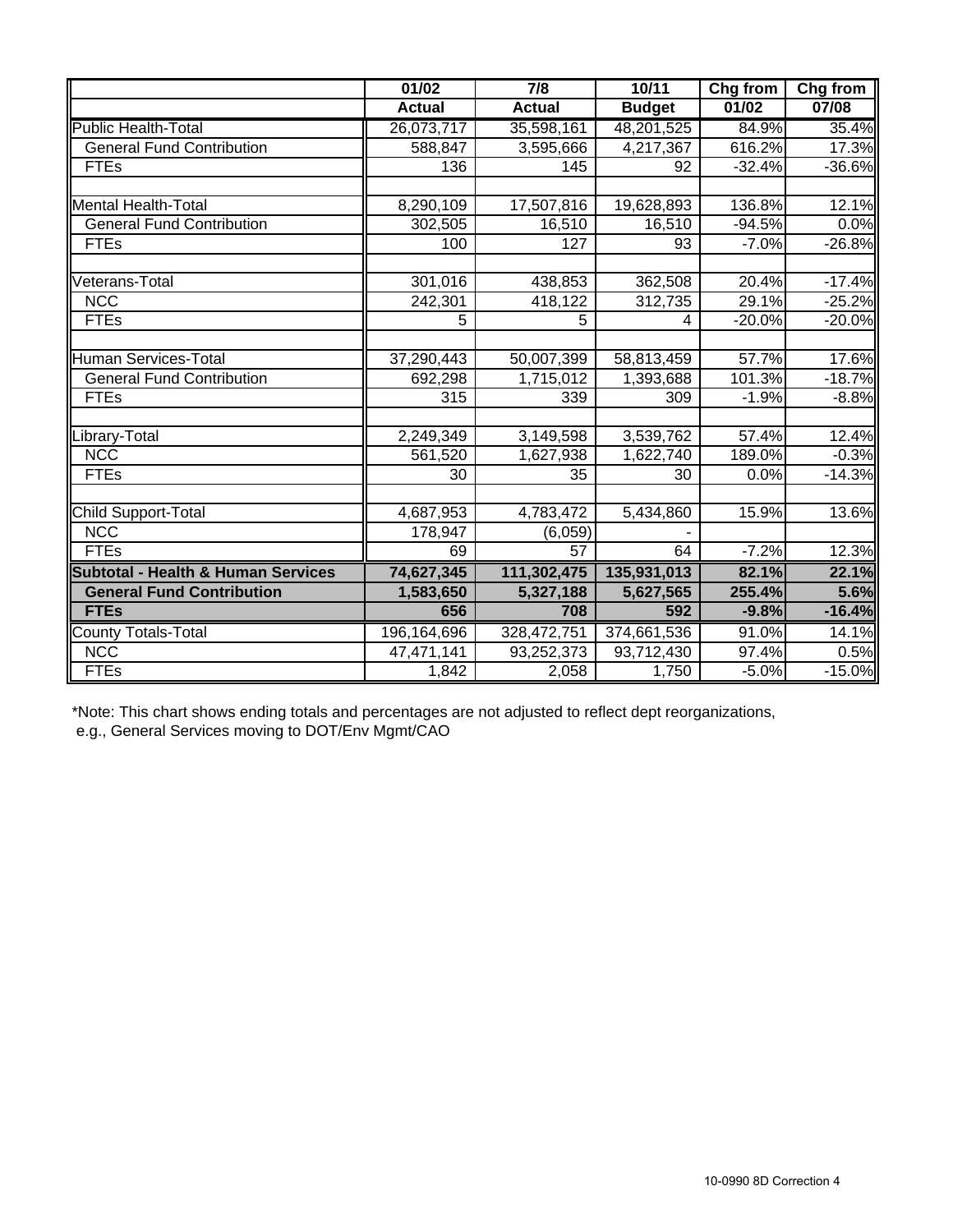| | 01/02 | 7/8 | 10/11 | Chg from | Chg from |
|---|---|---|---|---|---|
| | Actual | Actual | Budget | 01/02 | 07/08 |
| Public Health-Total | 26,073,717 | 35,598,161 | 48,201,525 | 84.9% | 35.4% |
| General Fund Contribution | 588,847 | 3,595,666 | 4,217,367 | 616.2% | 17.3% |
| FTEs | 136 | 145 | 92 | -32.4% | -36.6% |
| | | | | | |
| Mental Health-Total | 8,290,109 | 17,507,816 | 19,628,893 | 136.8% | 12.1% |
| General Fund Contribution | 302,505 | 16,510 | 16,510 | -94.5% | 0.0% |
| FTEs | 100 | 127 | 93 | -7.0% | -26.8% |
| | | | | | |
| Veterans-Total | 301,016 | 438,853 | 362,508 | 20.4% | -17.4% |
| NCC | 242,301 | 418,122 | 312,735 | 29.1% | -25.2% |
| FTEs | 5 | 5 | 4 | -20.0% | -20.0% |
| | | | | | |
| Human Services-Total | 37,290,443 | 50,007,399 | 58,813,459 | 57.7% | 17.6% |
| General Fund Contribution | 692,298 | 1,715,012 | 1,393,688 | 101.3% | -18.7% |
| FTEs | 315 | 339 | 309 | -1.9% | -8.8% |
| | | | | | |
| Library-Total | 2,249,349 | 3,149,598 | 3,539,762 | 57.4% | 12.4% |
| NCC | 561,520 | 1,627,938 | 1,622,740 | 189.0% | -0.3% |
| FTEs | 30 | 35 | 30 | 0.0% | -14.3% |
| | | | | | |
| Child Support-Total | 4,687,953 | 4,783,472 | 5,434,860 | 15.9% | 13.6% |
| NCC | 178,947 | (6,059) | - | | |
| FTEs | 69 | 57 | 64 | -7.2% | 12.3% |
| **Subtotal - Health & Human Services** | **74,627,345** | **111,302,475** | **135,931,013** | **82.1%** | **22.1%** |
| **General Fund Contribution** | **1,583,650** | **5,327,188** | **5,627,565** | **255.4%** | **5.6%** |
| **FTEs** | **656** | **708** | **592** | **-9.8%** | **-16.4%** |
| County Totals-Total | 196,164,696 | 328,472,751 | 374,661,536 | 91.0% | 14.1% |
| NCC | 47,471,141 | 93,252,373 | 93,712,430 | 97.4% | 0.5% |
| FTEs | 1,842 | 2,058 | 1,750 | -5.0% | -15.0% |

*Note: This chart shows ending totals and percentages are not adjusted to reflect dept reorganizations, e.g., General Services moving to DOT/Env Mgmt/CAO

10-0990 8D Correction 4